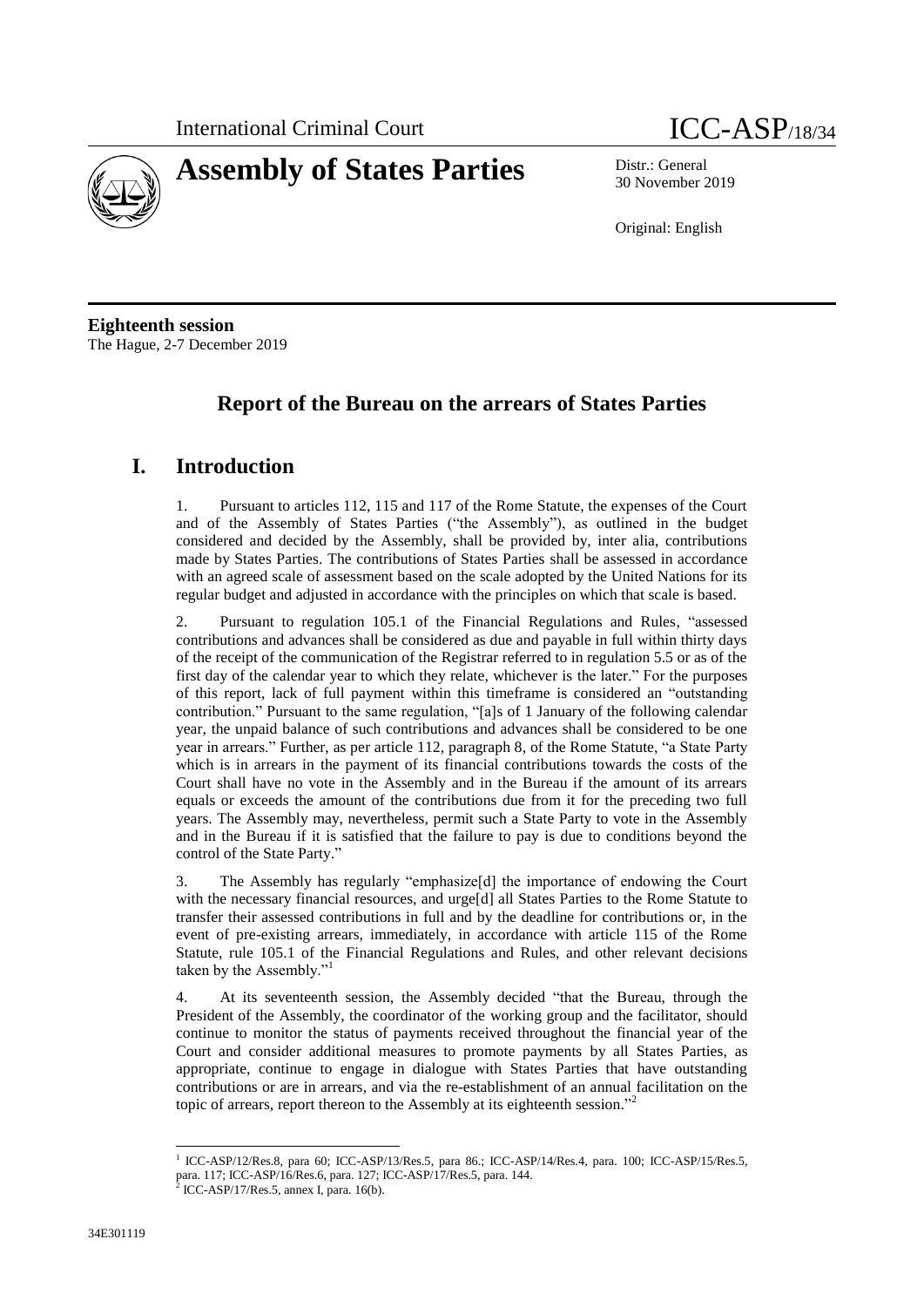International Criminal Court

# Assembly of States Parties

ICC-ASP/18/34

Distr.: General
30 November 2019

Original: English

**Eighteenth session**
The Hague, 2-7 December 2019

## Report of the Bureau on the arrears of States Parties

## I. Introduction

1. Pursuant to articles 112, 115 and 117 of the Rome Statute, the expenses of the Court and of the Assembly of States Parties ("the Assembly"), as outlined in the budget considered and decided by the Assembly, shall be provided by, inter alia, contributions made by States Parties. The contributions of States Parties shall be assessed in accordance with an agreed scale of assessment based on the scale adopted by the United Nations for its regular budget and adjusted in accordance with the principles on which that scale is based.

2. Pursuant to regulation 105.1 of the Financial Regulations and Rules, "assessed contributions and advances shall be considered as due and payable in full within thirty days of the receipt of the communication of the Registrar referred to in regulation 5.5 or as of the first day of the calendar year to which they relate, whichever is the later." For the purposes of this report, lack of full payment within this timeframe is considered an "outstanding contribution." Pursuant to the same regulation, "[a]s of 1 January of the following calendar year, the unpaid balance of such contributions and advances shall be considered to be one year in arrears." Further, as per article 112, paragraph 8, of the Rome Statute, "a State Party which is in arrears in the payment of its financial contributions towards the costs of the Court shall have no vote in the Assembly and in the Bureau if the amount of its arrears equals or exceeds the amount of the contributions due from it for the preceding two full years. The Assembly may, nevertheless, permit such a State Party to vote in the Assembly and in the Bureau if it is satisfied that the failure to pay is due to conditions beyond the control of the State Party."

3. The Assembly has regularly "emphasize[d] the importance of endowing the Court with the necessary financial resources, and urge[d] all States Parties to the Rome Statute to transfer their assessed contributions in full and by the deadline for contributions or, in the event of pre-existing arrears, immediately, in accordance with article 115 of the Rome Statute, rule 105.1 of the Financial Regulations and Rules, and other relevant decisions taken by the Assembly."[1]

4. At its seventeenth session, the Assembly decided "that the Bureau, through the President of the Assembly, the coordinator of the working group and the facilitator, should continue to monitor the status of payments received throughout the financial year of the Court and consider additional measures to promote payments by all States Parties, as appropriate, continue to engage in dialogue with States Parties that have outstanding contributions or are in arrears, and via the re-establishment of an annual facilitation on the topic of arrears, report thereon to the Assembly at its eighteenth session."[2]

[1] ICC-ASP/12/Res.8, para 60; ICC-ASP/13/Res.5, para 86.; ICC-ASP/14/Res.4, para. 100; ICC-ASP/15/Res.5, para. 117; ICC-ASP/16/Res.6, para. 127; ICC-ASP/17/Res.5, para. 144.

[2] ICC-ASP/17/Res.5, annex I, para. 16(b).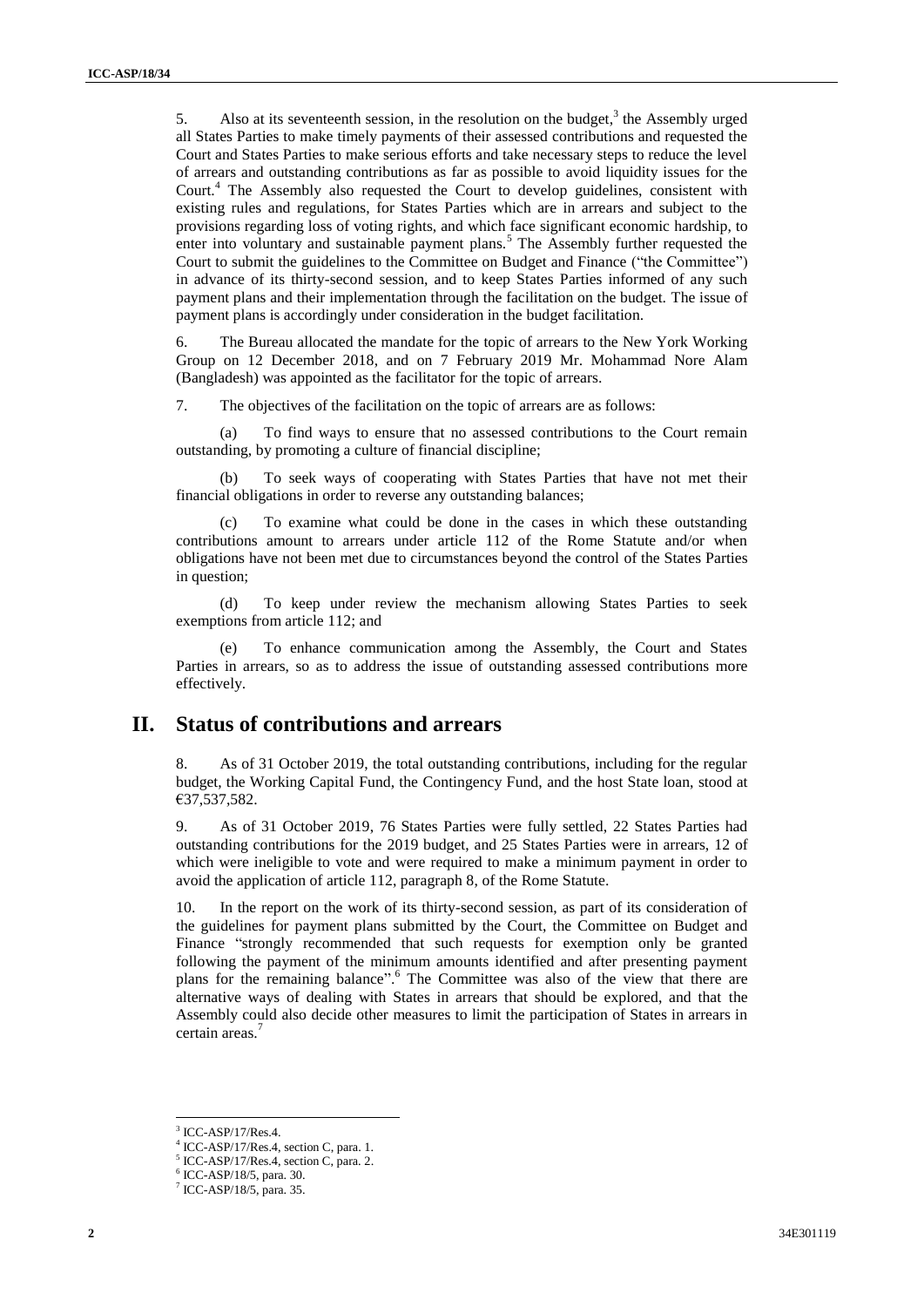5. Also at its seventeenth session, in the resolution on the budget,[3] the Assembly urged all States Parties to make timely payments of their assessed contributions and requested the Court and States Parties to make serious efforts and take necessary steps to reduce the level of arrears and outstanding contributions as far as possible to avoid liquidity issues for the Court.[4] The Assembly also requested the Court to develop guidelines, consistent with existing rules and regulations, for States Parties which are in arrears and subject to the provisions regarding loss of voting rights, and which face significant economic hardship, to enter into voluntary and sustainable payment plans.[5] The Assembly further requested the Court to submit the guidelines to the Committee on Budget and Finance ("the Committee") in advance of its thirty-second session, and to keep States Parties informed of any such payment plans and their implementation through the facilitation on the budget. The issue of payment plans is accordingly under consideration in the budget facilitation.

6. The Bureau allocated the mandate for the topic of arrears to the New York Working Group on 12 December 2018, and on 7 February 2019 Mr. Mohammad Nore Alam (Bangladesh) was appointed as the facilitator for the topic of arrears.

7. The objectives of the facilitation on the topic of arrears are as follows:

(a) To find ways to ensure that no assessed contributions to the Court remain outstanding, by promoting a culture of financial discipline;

(b) To seek ways of cooperating with States Parties that have not met their financial obligations in order to reverse any outstanding balances;

(c) To examine what could be done in the cases in which these outstanding contributions amount to arrears under article 112 of the Rome Statute and/or when obligations have not been met due to circumstances beyond the control of the States Parties in question;

(d) To keep under review the mechanism allowing States Parties to seek exemptions from article 112; and

(e) To enhance communication among the Assembly, the Court and States Parties in arrears, so as to address the issue of outstanding assessed contributions more effectively.

## II. Status of contributions and arrears

8. As of 31 October 2019, the total outstanding contributions, including for the regular budget, the Working Capital Fund, the Contingency Fund, and the host State loan, stood at €37,537,582.

9. As of 31 October 2019, 76 States Parties were fully settled, 22 States Parties had outstanding contributions for the 2019 budget, and 25 States Parties were in arrears, 12 of which were ineligible to vote and were required to make a minimum payment in order to avoid the application of article 112, paragraph 8, of the Rome Statute.

10. In the report on the work of its thirty-second session, as part of its consideration of the guidelines for payment plans submitted by the Court, the Committee on Budget and Finance "strongly recommended that such requests for exemption only be granted following the payment of the minimum amounts identified and after presenting payment plans for the remaining balance".[6] The Committee was also of the view that there are alternative ways of dealing with States in arrears that should be explored, and that the Assembly could also decide other measures to limit the participation of States in arrears in certain areas.[7]

---

[3] ICC-ASP/17/Res.4.
[4] ICC-ASP/17/Res.4, section C, para. 1.
[5] ICC-ASP/17/Res.4, section C, para. 2.
[6] ICC-ASP/18/5, para. 30.
[7] ICC-ASP/18/5, para. 35.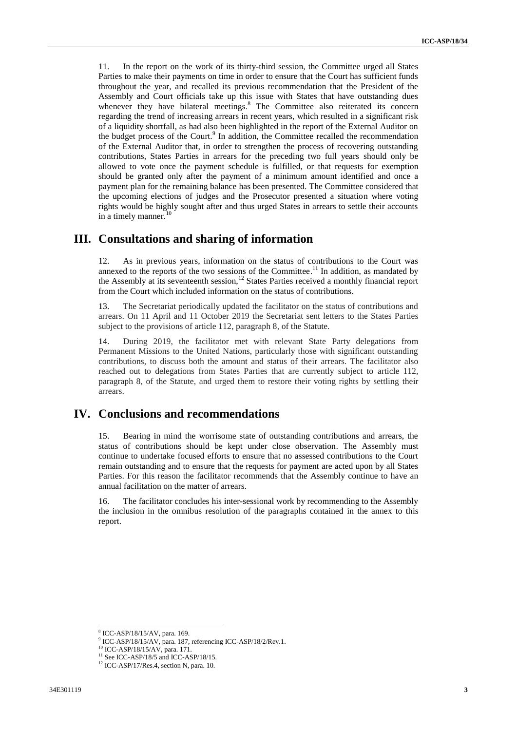11. In the report on the work of its thirty-third session, the Committee urged all States Parties to make their payments on time in order to ensure that the Court has sufficient funds throughout the year, and recalled its previous recommendation that the President of the Assembly and Court officials take up this issue with States that have outstanding dues whenever they have bilateral meetings.[8] The Committee also reiterated its concern regarding the trend of increasing arrears in recent years, which resulted in a significant risk of a liquidity shortfall, as had also been highlighted in the report of the External Auditor on the budget process of the Court.[9] In addition, the Committee recalled the recommendation of the External Auditor that, in order to strengthen the process of recovering outstanding contributions, States Parties in arrears for the preceding two full years should only be allowed to vote once the payment schedule is fulfilled, or that requests for exemption should be granted only after the payment of a minimum amount identified and once a payment plan for the remaining balance has been presented. The Committee considered that the upcoming elections of judges and the Prosecutor presented a situation where voting rights would be highly sought after and thus urged States in arrears to settle their accounts in a timely manner.[10]

# III. Consultations and sharing of information

12. As in previous years, information on the status of contributions to the Court was annexed to the reports of the two sessions of the Committee.[11] In addition, as mandated by the Assembly at its seventeenth session,[12] States Parties received a monthly financial report from the Court which included information on the status of contributions.

13. The Secretariat periodically updated the facilitator on the status of contributions and arrears. On 11 April and 11 October 2019 the Secretariat sent letters to the States Parties subject to the provisions of article 112, paragraph 8, of the Statute.

14. During 2019, the facilitator met with relevant State Party delegations from Permanent Missions to the United Nations, particularly those with significant outstanding contributions, to discuss both the amount and status of their arrears. The facilitator also reached out to delegations from States Parties that are currently subject to article 112, paragraph 8, of the Statute, and urged them to restore their voting rights by settling their arrears.

# IV. Conclusions and recommendations

15. Bearing in mind the worrisome state of outstanding contributions and arrears, the status of contributions should be kept under close observation. The Assembly must continue to undertake focused efforts to ensure that no assessed contributions to the Court remain outstanding and to ensure that the requests for payment are acted upon by all States Parties. For this reason the facilitator recommends that the Assembly continue to have an annual facilitation on the matter of arrears.

16. The facilitator concludes his inter-sessional work by recommending to the Assembly the inclusion in the omnibus resolution of the paragraphs contained in the annex to this report.

---

[8] ICC-ASP/18/15/AV, para. 169.

[9] ICC-ASP/18/15/AV, para. 187, referencing ICC-ASP/18/2/Rev.1.

[10] ICC-ASP/18/15/AV, para. 171.

[11] See ICC-ASP/18/5 and ICC-ASP/18/15.

[12] ICC-ASP/17/Res.4, section N, para. 10.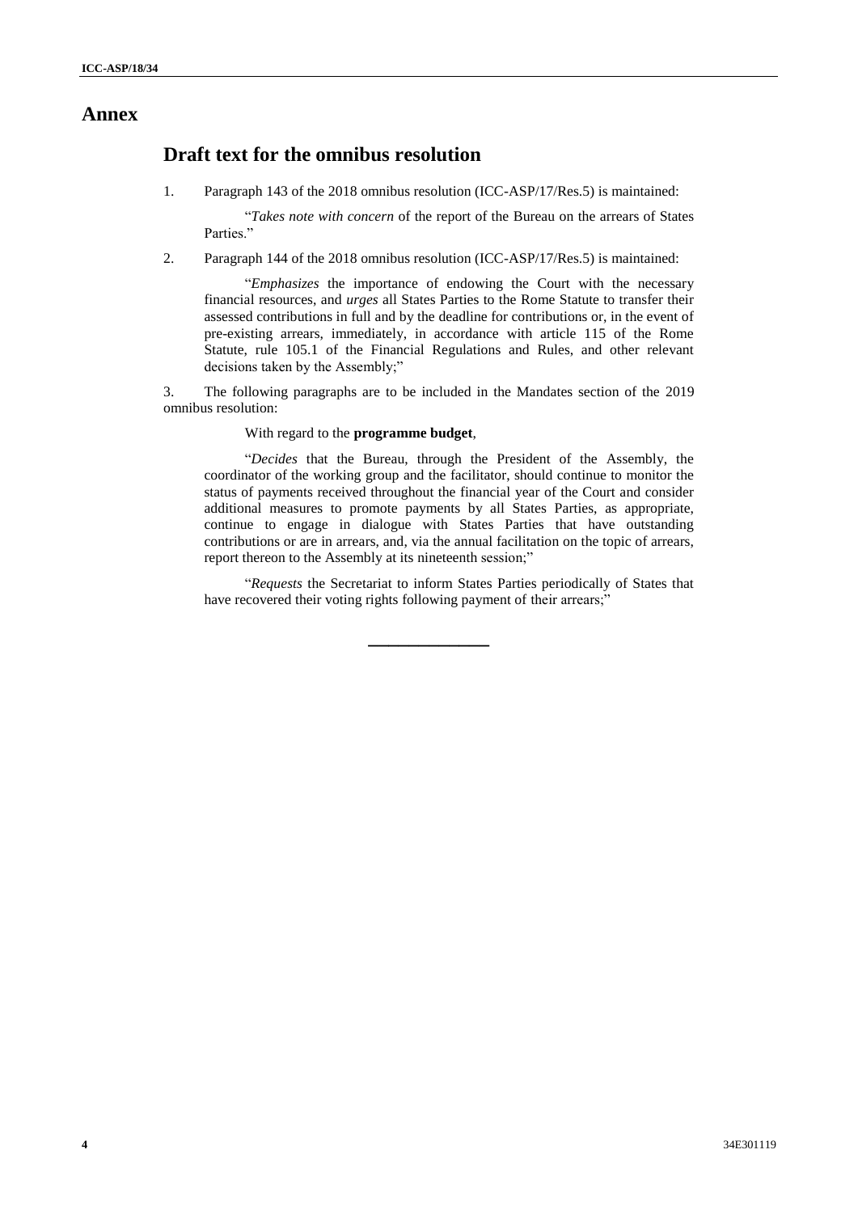# Annex

## Draft text for the omnibus resolution

1. Paragraph 143 of the 2018 omnibus resolution (ICC-ASP/17/Res.5) is maintained:

   "*Takes note with concern* of the report of the Bureau on the arrears of States Parties."

2. Paragraph 144 of the 2018 omnibus resolution (ICC-ASP/17/Res.5) is maintained:

   "*Emphasizes* the importance of endowing the Court with the necessary financial resources, and *urges* all States Parties to the Rome Statute to transfer their assessed contributions in full and by the deadline for contributions or, in the event of pre-existing arrears, immediately, in accordance with article 115 of the Rome Statute, rule 105.1 of the Financial Regulations and Rules, and other relevant decisions taken by the Assembly;"

3. The following paragraphs are to be included in the Mandates section of the 2019 omnibus resolution:

   With regard to the **programme budget**,

   "*Decides* that the Bureau, through the President of the Assembly, the coordinator of the working group and the facilitator, should continue to monitor the status of payments received throughout the financial year of the Court and consider additional measures to promote payments by all States Parties, as appropriate, continue to engage in dialogue with States Parties that have outstanding contributions or are in arrears, and, via the annual facilitation on the topic of arrears, report thereon to the Assembly at its nineteenth session;"

   "*Requests* the Secretariat to inform States Parties periodically of States that have recovered their voting rights following payment of their arrears;"

---